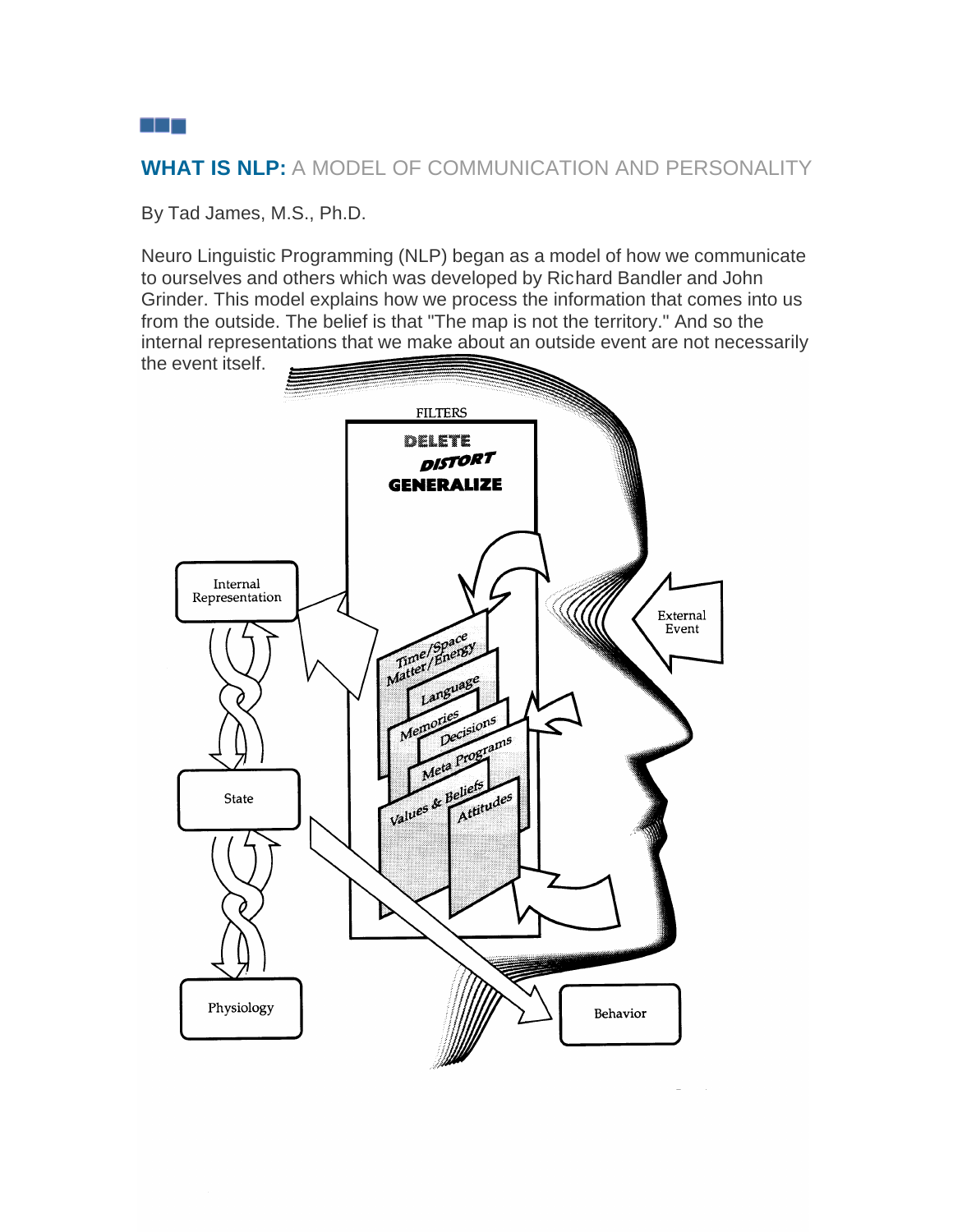## **WHAT IS NLP:** A MODEL OF COMMUNICATION AND PERSONALITY

By Tad James, M.S., Ph.D.

Neuro Linguistic Programming (NLP) began as a model of how we communicate to ourselves and others which was developed by Richard Bandler and John Grinder. This model explains how we process the information that comes into us from the outside. The belief is that "The map is not the territory." And so the internal representations that we make about an outside event are not necessarily the event itself.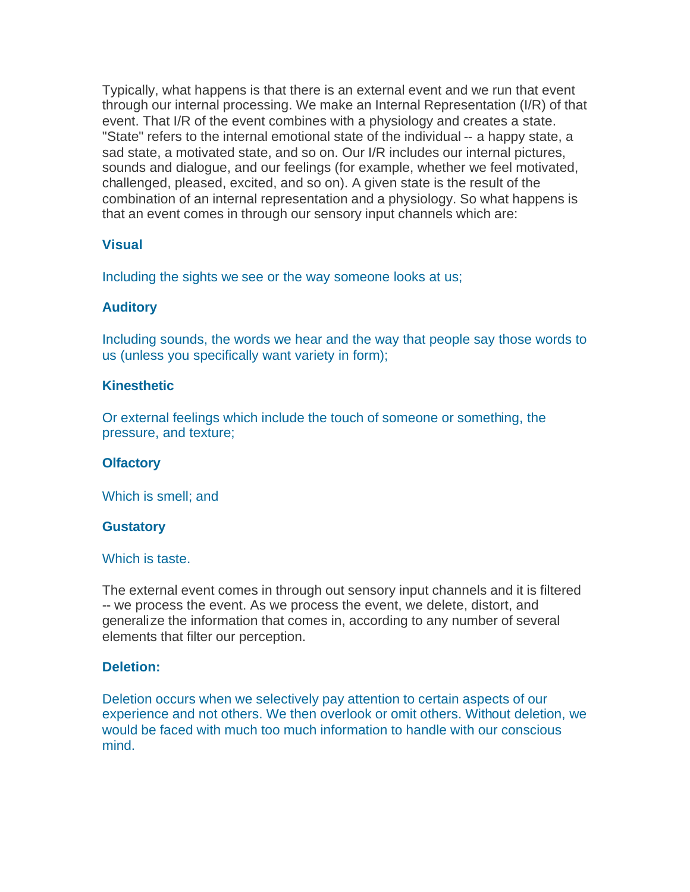Typically, what happens is that there is an external event and we run that event through our internal processing. We make an Internal Representation (I/R) of that event. That I/R of the event combines with a physiology and creates a state. "State" refers to the internal emotional state of the individual -- a happy state, a sad state, a motivated state, and so on. Our I/R includes our internal pictures, sounds and dialogue, and our feelings (for example, whether we feel motivated, challenged, pleased, excited, and so on). A given state is the result of the combination of an internal representation and a physiology. So what happens is that an event comes in through our sensory input channels which are:

**Visual**

Including the sights we see or the way someone looks at us;

**Auditory**

Including sounds, the words we hear and the way that people say those words to us (unless you specifically want variety in form);

**Kinesthetic**

Or external feelings which include the touch of someone or something, the pressure, and texture;

**Olfactory**

Which is smell; and

**Gustatory**

Which is taste.

The external event comes in through out sensory input channels and it is filtered -- we process the event. As we process the event, we delete, distort, and generalize the information that comes in, according to any number of several elements that filter our perception.

**Deletion:**

Deletion occurs when we selectively pay attention to certain aspects of our experience and not others. We then overlook or omit others. Without deletion, we would be faced with much too much information to handle with our conscious mind.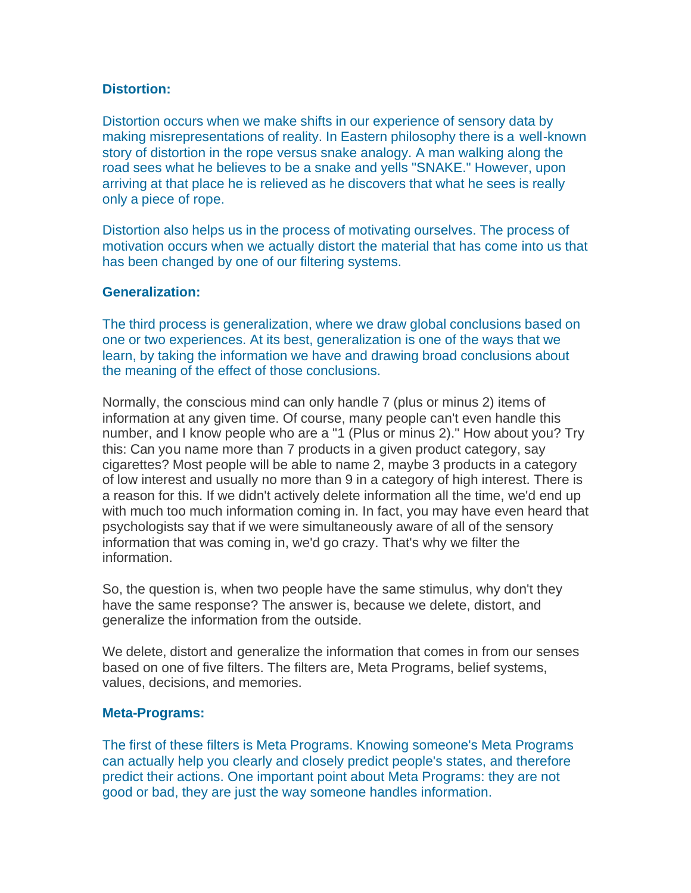**Distortion:**

Distortion occurs when we make shifts in our experience of sensory data by making misrepresentations of reality. In Eastern philosophy there is a well-known story of distortion in the rope versus snake analogy. A man walking along the road sees what he believes to be a snake and yells "SNAKE." However, upon arriving at that place he is relieved as he discovers that what he sees is really only a piece of rope.

Distortion also helps us in the process of motivating ourselves. The process of motivation occurs when we actually distort the material that has come into us that has been changed by one of our filtering systems.

**Generalization:**

The third process is generalization, where we draw global conclusions based on one or two experiences. At its best, generalization is one of the ways that we learn, by taking the information we have and drawing broad conclusions about the meaning of the effect of those conclusions.

Normally, the conscious mind can only handle 7 (plus or minus 2) items of information at any given time. Of course, many people can't even handle this number, and I know people who are a "1 (Plus or minus 2)." How about you? Try this: Can you name more than 7 products in a given product category, say cigarettes? Most people will be able to name 2, maybe 3 products in a category of low interest and usually no more than 9 in a category of high interest. There is a reason for this. If we didn't actively delete information all the time, we'd end up with much too much information coming in. In fact, you may have even heard that psychologists say that if we were simultaneously aware of all of the sensory information that was coming in, we'd go crazy. That's why we filter the information.

So, the question is, when two people have the same stimulus, why don't they have the same response? The answer is, because we delete, distort, and generalize the information from the outside.

We delete, distort and generalize the information that comes in from our senses based on one of five filters. The filters are, Meta Programs, belief systems, values, decisions, and memories.

**Meta-Programs:**

The first of these filters is Meta Programs. Knowing someone's Meta Programs can actually help you clearly and closely predict people's states, and therefore predict their actions. One important point about Meta Programs: they are not good or bad, they are just the way someone handles information.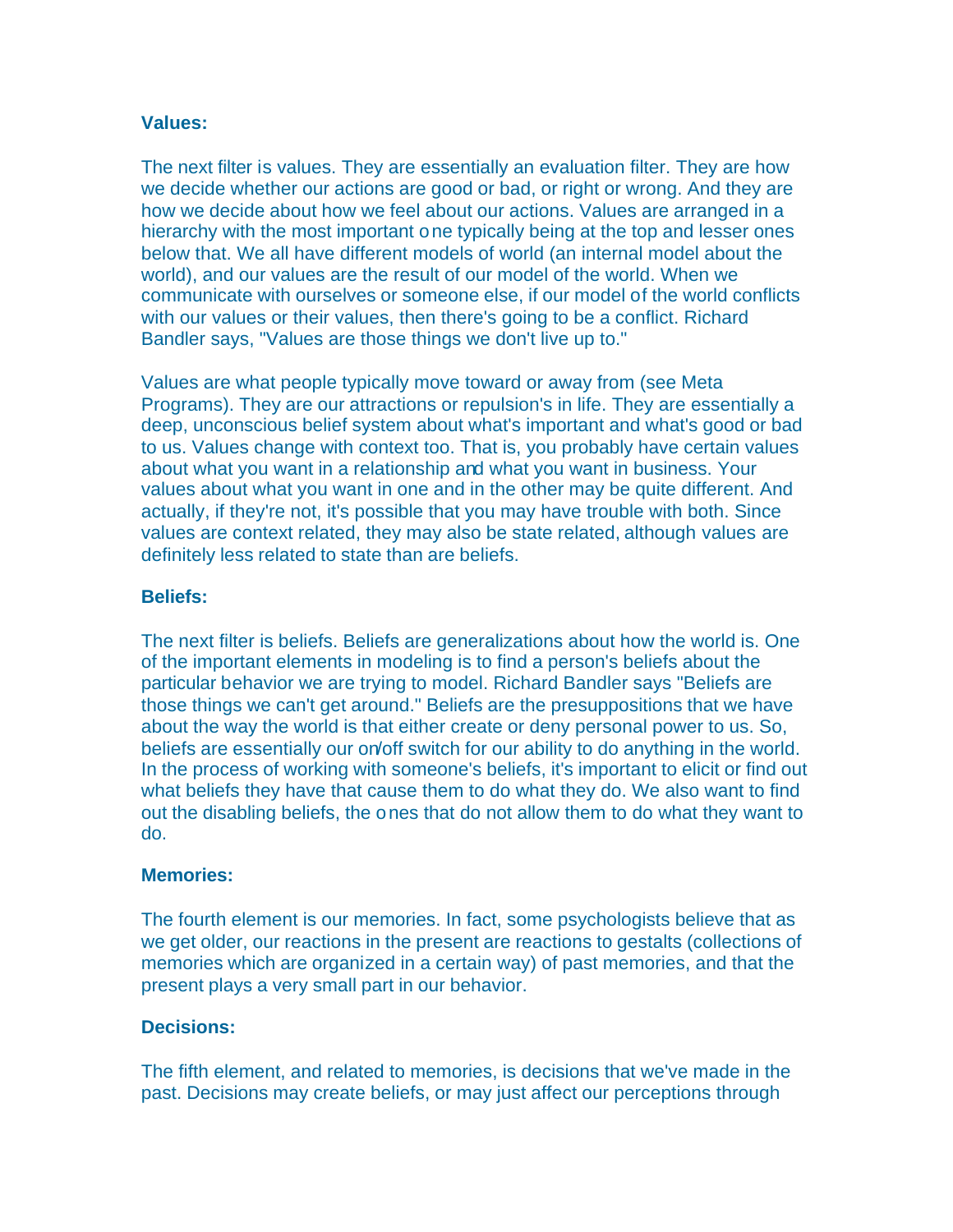**Values:**

The next filter is values. They are essentially an evaluation filter. They are how we decide whether our actions are good or bad, or right or wrong. And they are how we decide about how we feel about our actions. Values are arranged in a hierarchy with the most important one typically being at the top and lesser ones below that. We all have different models of world (an internal model about the world), and our values are the result of our model of the world. When we communicate with ourselves or someone else, if our model of the world conflicts with our values or their values, then there's going to be a conflict. Richard Bandler says, "Values are those things we don't live up to."

Values are what people typically move toward or away from (see Meta Programs). They are our attractions or repulsion's in life. They are essentially a deep, unconscious belief system about what's important and what's good or bad to us. Values change with context too. That is, you probably have certain values about what you want in a relationship and what you want in business. Your values about what you want in one and in the other may be quite different. And actually, if they're not, it's possible that you may have trouble with both. Since values are context related, they may also be state related, although values are definitely less related to state than are beliefs.

**Beliefs:**

The next filter is beliefs. Beliefs are generalizations about how the world is. One of the important elements in modeling is to find a person's beliefs about the particular behavior we are trying to model. Richard Bandler says "Beliefs are those things we can't get around." Beliefs are the presuppositions that we have about the way the world is that either create or deny personal power to us. So, beliefs are essentially our on/off switch for our ability to do anything in the world. In the process of working with someone's beliefs, it's important to elicit or find out what beliefs they have that cause them to do what they do. We also want to find out the disabling beliefs, the ones that do not allow them to do what they want to do.

**Memories:**

The fourth element is our memories. In fact, some psychologists believe that as we get older, our reactions in the present are reactions to gestalts (collections of memories which are organized in a certain way) of past memories, and that the present plays a very small part in our behavior.

**Decisions:**

The fifth element, and related to memories, is decisions that we've made in the past. Decisions may create beliefs, or may just affect our perceptions through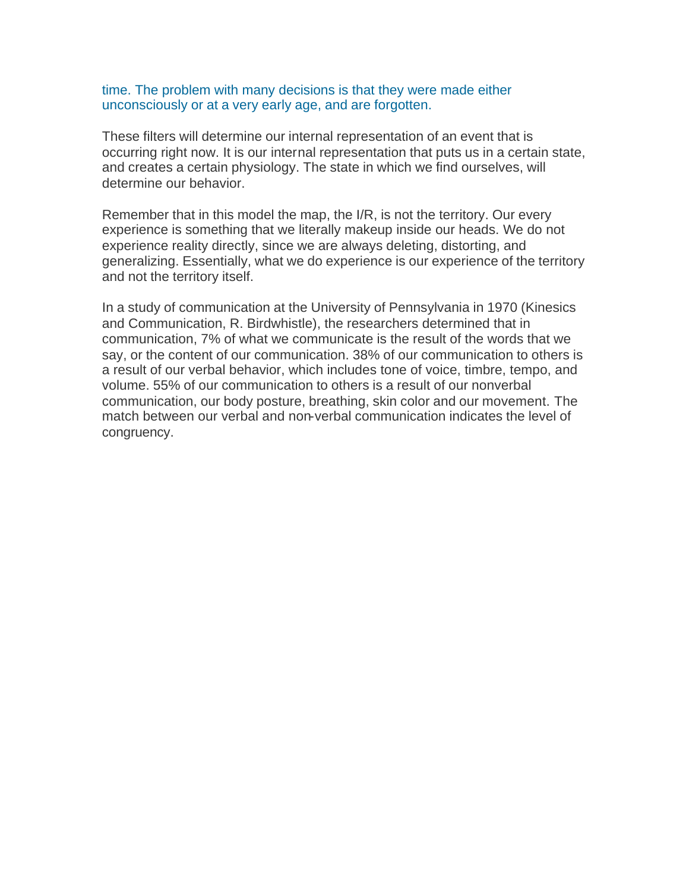time. The problem with many decisions is that they were made either unconsciously or at a very early age, and are forgotten.

These filters will determine our internal representation of an event that is occurring right now. It is our internal representation that puts us in a certain state, and creates a certain physiology. The state in which we find ourselves, will determine our behavior.

Remember that in this model the map, the I/R, is not the territory. Our every experience is something that we literally makeup inside our heads. We do not experience reality directly, since we are always deleting, distorting, and generalizing. Essentially, what we do experience is our experience of the territory and not the territory itself.

In a study of communication at the University of Pennsylvania in 1970 (Kinesics and Communication, R. Birdwhistle), the researchers determined that in communication, 7% of what we communicate is the result of the words that we say, or the content of our communication. 38% of our communication to others is a result of our verbal behavior, which includes tone of voice, timbre, tempo, and volume. 55% of our communication to others is a result of our nonverbal communication, our body posture, breathing, skin color and our movement. The match between our verbal and non-verbal communication indicates the level of congruency.